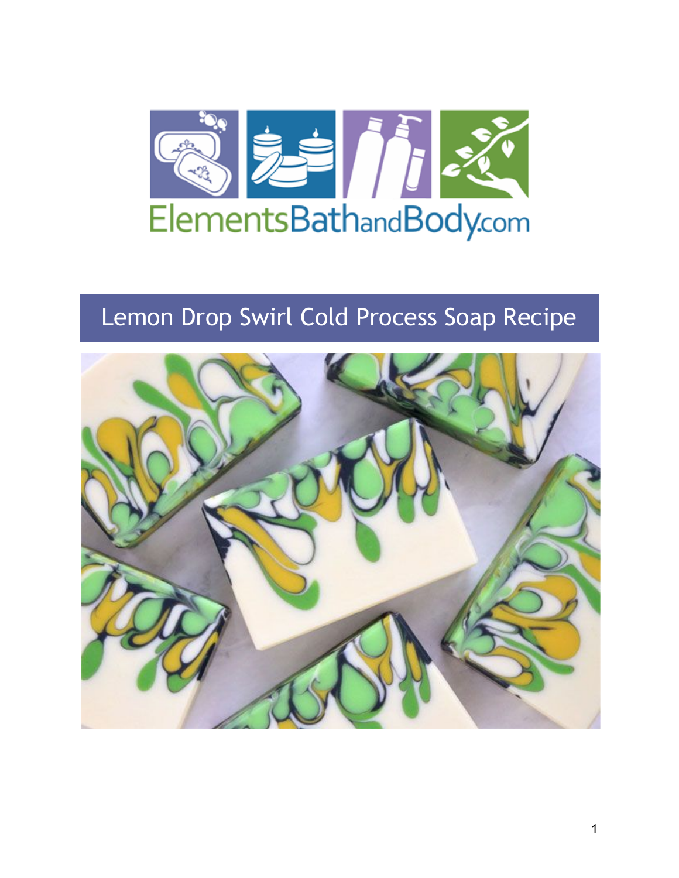ElementsBathandBody.com

# Lemon Drop Swirl Cold Process Soap Recipe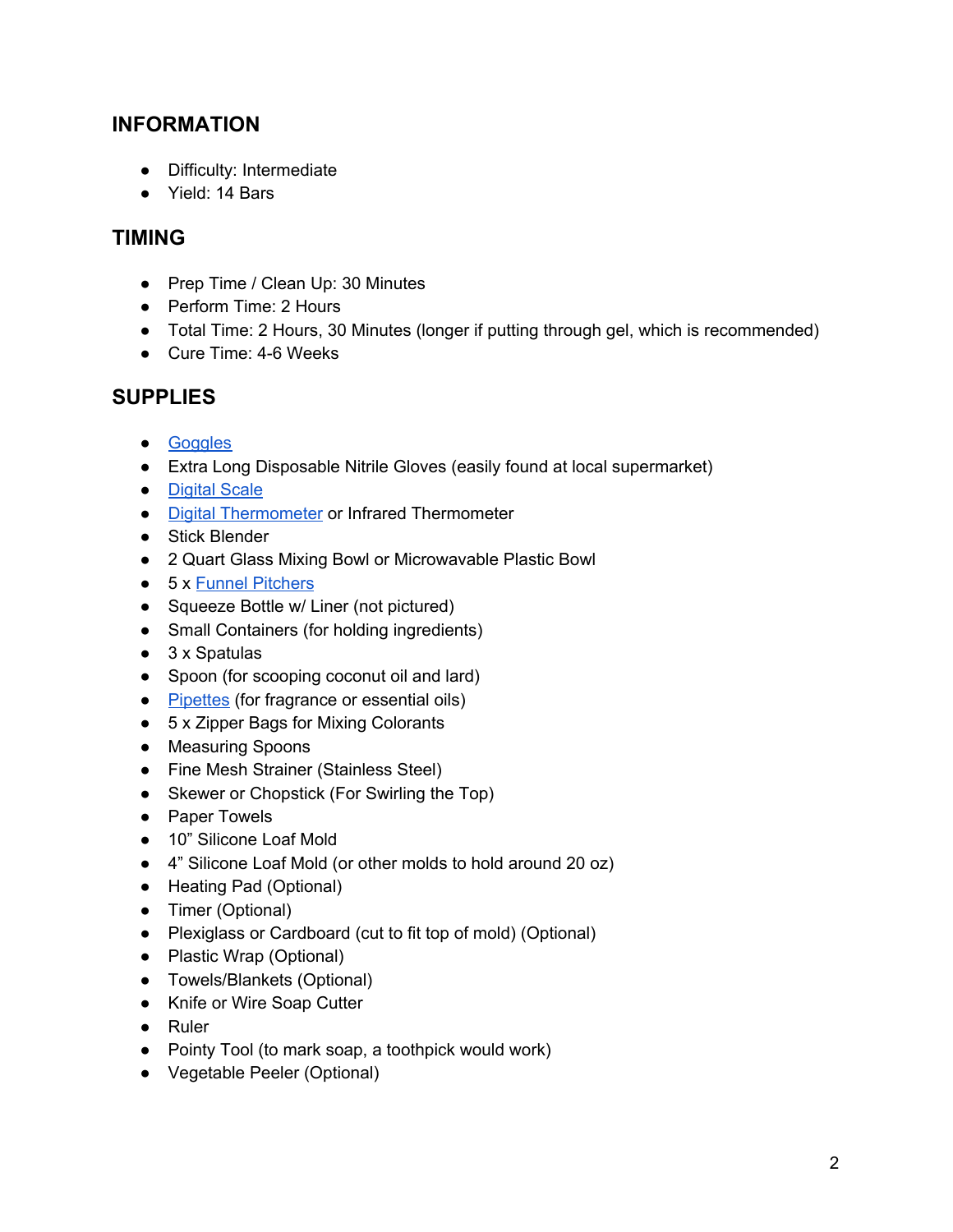## INFORMATION

- Difficulty: Intermediate
- Yield: 14 Bars

## TIMING

- Prep Time / Clean Up: 30 Minutes
- Perform Time: 2 Hours
- Total Time: 2 Hours, 30 Minutes (longer if putting through gel, which is recommended)
- Cure Time: 4-6 Weeks

## SUPPLIES

- Goggles
- Extra Long Disposable Nitrile Gloves (easily found at local supermarket)
- Digital Scale
- Digital Thermometer or Infrared Thermometer
- Stick Blender
- 2 Quart Glass Mixing Bowl or Microwavable Plastic Bowl
- 5 x Funnel Pitchers
- Squeeze Bottle w/ Liner (not pictured)
- Small Containers (for holding ingredients)
- 3 x Spatulas
- Spoon (for scooping coconut oil and lard)
- Pipettes (for fragrance or essential oils)
- 5 x Zipper Bags for Mixing Colorants
- Measuring Spoons
- Fine Mesh Strainer (Stainless Steel)
- Skewer or Chopstick (For Swirling the Top)
- Paper Towels
- 10" Silicone Loaf Mold
- 4" Silicone Loaf Mold (or other molds to hold around 20 oz)
- Heating Pad (Optional)
- Timer (Optional)
- Plexiglass or Cardboard (cut to fit top of mold) (Optional)
- Plastic Wrap (Optional)
- Towels/Blankets (Optional)
- Knife or Wire Soap Cutter
- Ruler
- Pointy Tool (to mark soap, a toothpick would work)
- Vegetable Peeler (Optional)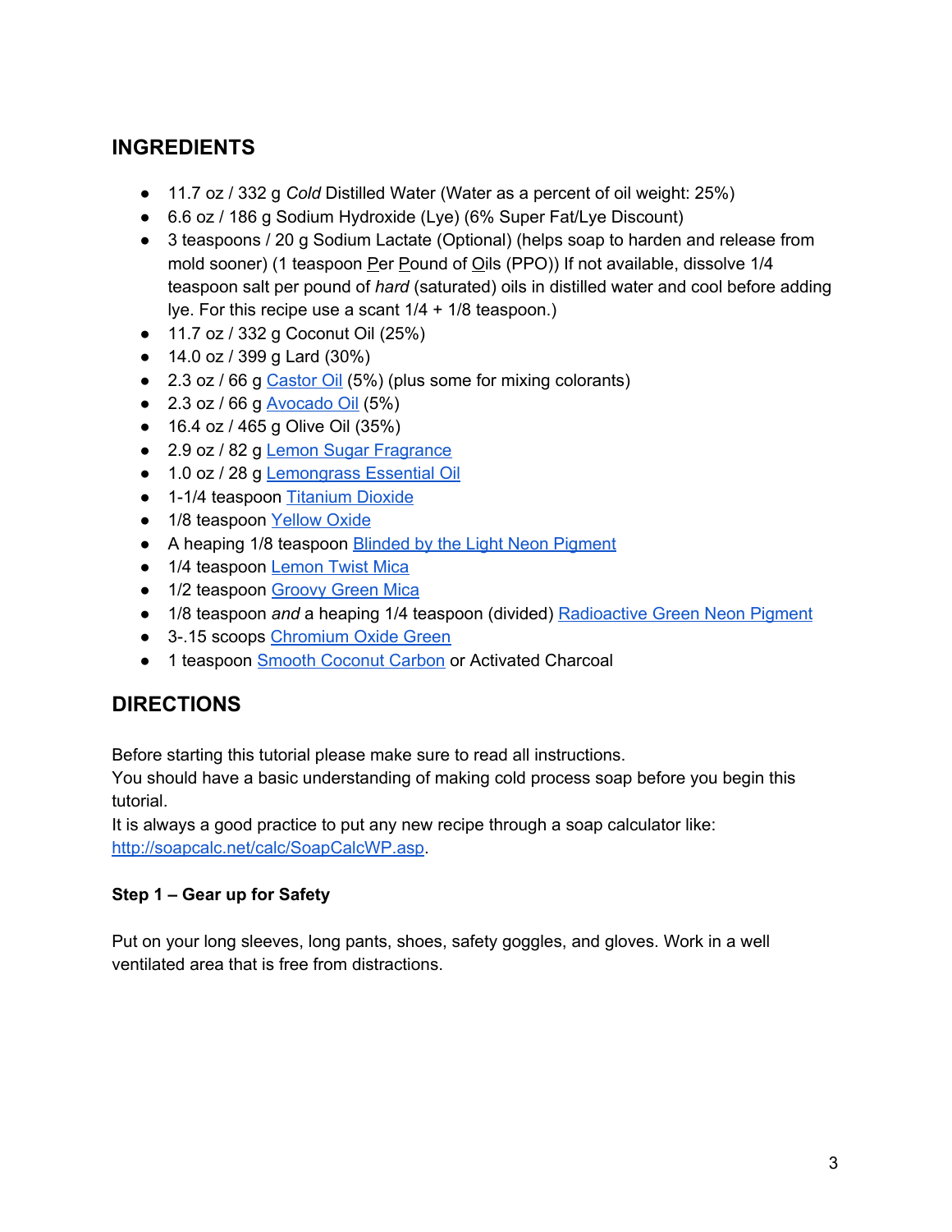## INGREDIENTS

- 11.7 oz / 332 g *Cold* Distilled Water (Water as a percent of oil weight: 25%)
- 6.6 oz / 186 g Sodium Hydroxide (Lye) (6% Super Fat/Lye Discount)
- 3 teaspoons / 20 g Sodium Lactate (Optional) (helps soap to harden and release from mold sooner) (1 teaspoon Per Pound of Oils (PPO)) If not available, dissolve 1/4 teaspoon salt per pound of *hard* (saturated) oils in distilled water and cool before adding lye. For this recipe use a scant 1/4 + 1/8 teaspoon.)
- 11.7 oz / 332 g Coconut Oil (25%)
- 14.0 oz / 399 g Lard (30%)
- 2.3 oz / 66 g Castor Oil (5%) (plus some for mixing colorants)
- 2.3 oz / 66 g Avocado Oil (5%)
- 16.4 oz / 465 g Olive Oil (35%)
- 2.9 oz / 82 g Lemon Sugar Fragrance
- 1.0 oz / 28 g Lemongrass Essential Oil
- 1-1/4 teaspoon Titanium Dioxide
- 1/8 teaspoon Yellow Oxide
- A heaping 1/8 teaspoon Blinded by the Light Neon Pigment
- 1/4 teaspoon Lemon Twist Mica
- 1/2 teaspoon Groovy Green Mica
- 1/8 teaspoon *and* a heaping 1/4 teaspoon (divided) Radioactive Green Neon Pigment
- 3-.15 scoops Chromium Oxide Green
- 1 teaspoon Smooth Coconut Carbon or Activated Charcoal

## DIRECTIONS

Before starting this tutorial please make sure to read all instructions.
You should have a basic understanding of making cold process soap before you begin this tutorial.
It is always a good practice to put any new recipe through a soap calculator like: http://soapcalc.net/calc/SoapCalcWP.asp.

**Step 1 – Gear up for Safety**

Put on your long sleeves, long pants, shoes, safety goggles, and gloves. Work in a well ventilated area that is free from distractions.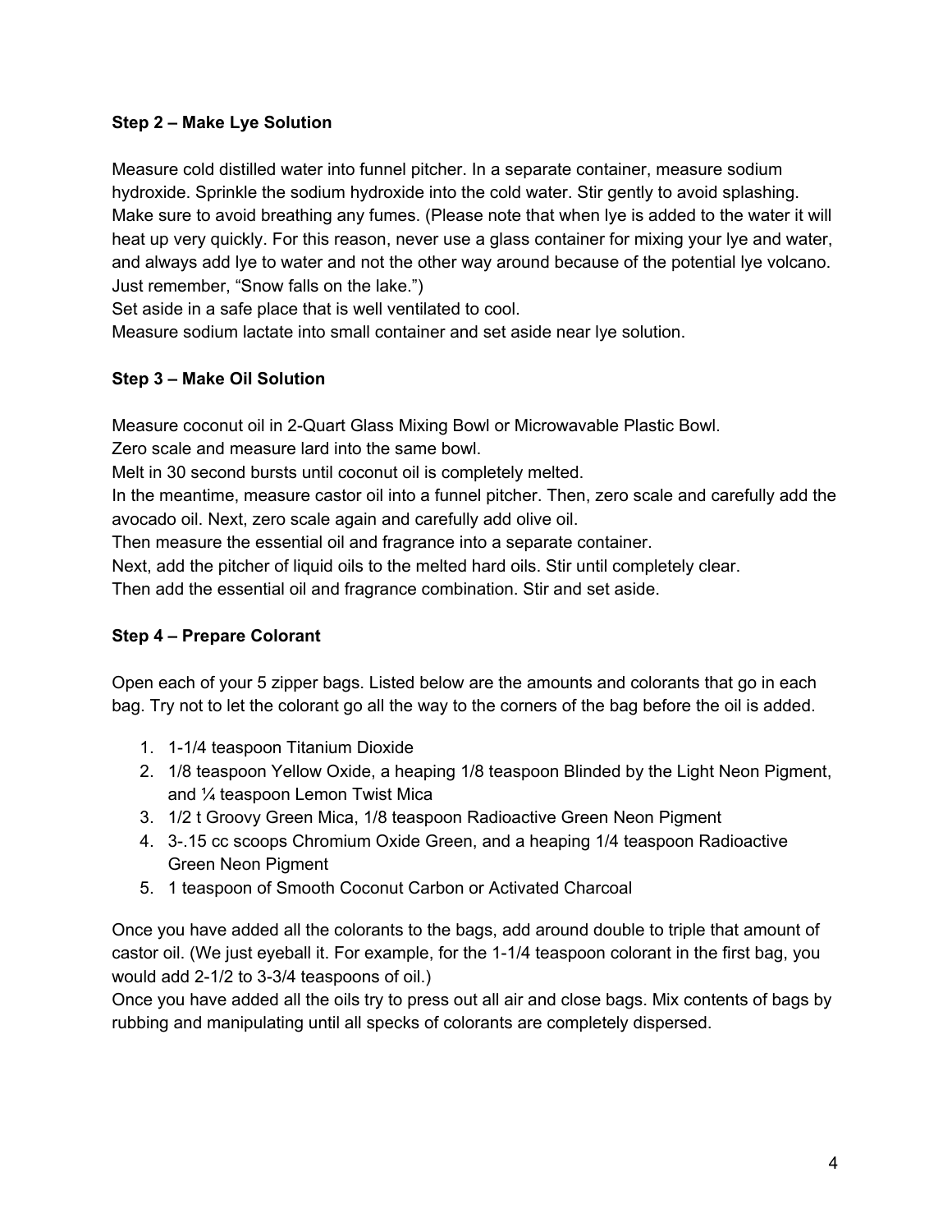### Step 2 – Make Lye Solution

Measure cold distilled water into funnel pitcher. In a separate container, measure sodium hydroxide. Sprinkle the sodium hydroxide into the cold water. Stir gently to avoid splashing. Make sure to avoid breathing any fumes. (Please note that when lye is added to the water it will heat up very quickly. For this reason, never use a glass container for mixing your lye and water, and always add lye to water and not the other way around because of the potential lye volcano. Just remember, "Snow falls on the lake.")
Set aside in a safe place that is well ventilated to cool.
Measure sodium lactate into small container and set aside near lye solution.

### Step 3 – Make Oil Solution

Measure coconut oil in 2-Quart Glass Mixing Bowl or Microwavable Plastic Bowl.
Zero scale and measure lard into the same bowl.
Melt in 30 second bursts until coconut oil is completely melted.
In the meantime, measure castor oil into a funnel pitcher. Then, zero scale and carefully add the avocado oil. Next, zero scale again and carefully add olive oil.
Then measure the essential oil and fragrance into a separate container.
Next, add the pitcher of liquid oils to the melted hard oils. Stir until completely clear.
Then add the essential oil and fragrance combination. Stir and set aside.

### Step 4 – Prepare Colorant

Open each of your 5 zipper bags. Listed below are the amounts and colorants that go in each bag. Try not to let the colorant go all the way to the corners of the bag before the oil is added.

1. 1-1/4 teaspoon Titanium Dioxide
2. 1/8 teaspoon Yellow Oxide, a heaping 1/8 teaspoon Blinded by the Light Neon Pigment, and ¼ teaspoon Lemon Twist Mica
3. 1/2 t Groovy Green Mica, 1/8 teaspoon Radioactive Green Neon Pigment
4. 3-.15 cc scoops Chromium Oxide Green, and a heaping 1/4 teaspoon Radioactive Green Neon Pigment
5. 1 teaspoon of Smooth Coconut Carbon or Activated Charcoal

Once you have added all the colorants to the bags, add around double to triple that amount of castor oil. (We just eyeball it. For example, for the 1-1/4 teaspoon colorant in the first bag, you would add 2-1/2 to 3-3/4 teaspoons of oil.)
Once you have added all the oils try to press out all air and close bags. Mix contents of bags by rubbing and manipulating until all specks of colorants are completely dispersed.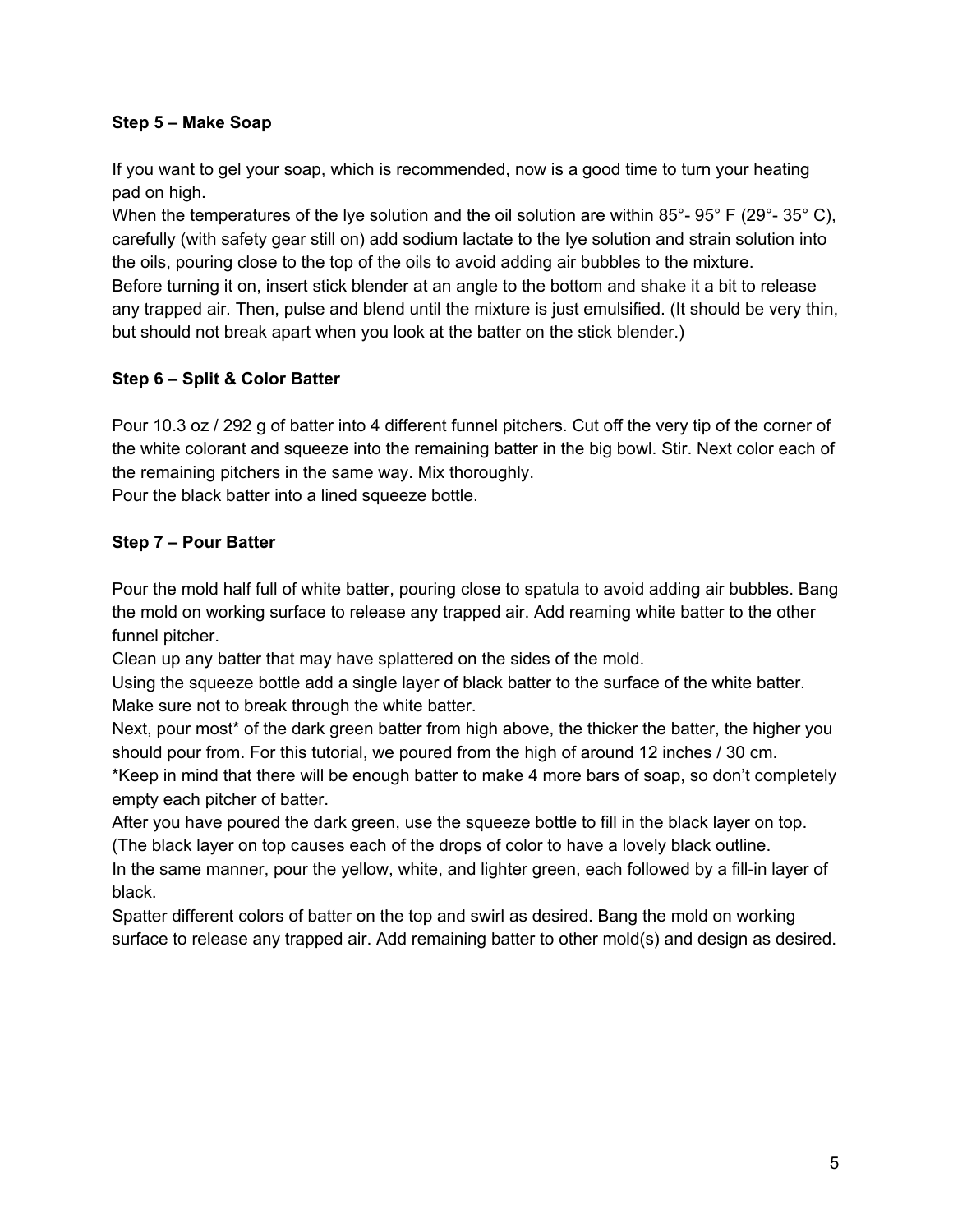**Step 5 – Make Soap**

If you want to gel your soap, which is recommended, now is a good time to turn your heating pad on high.
When the temperatures of the lye solution and the oil solution are within 85°- 95° F (29°- 35° C), carefully (with safety gear still on) add sodium lactate to the lye solution and strain solution into the oils, pouring close to the top of the oils to avoid adding air bubbles to the mixture.
Before turning it on, insert stick blender at an angle to the bottom and shake it a bit to release any trapped air. Then, pulse and blend until the mixture is just emulsified. (It should be very thin, but should not break apart when you look at the batter on the stick blender.)

**Step 6 – Split & Color Batter**

Pour 10.3 oz / 292 g of batter into 4 different funnel pitchers. Cut off the very tip of the corner of the white colorant and squeeze into the remaining batter in the big bowl. Stir. Next color each of the remaining pitchers in the same way. Mix thoroughly.
Pour the black batter into a lined squeeze bottle.

**Step 7 – Pour Batter**

Pour the mold half full of white batter, pouring close to spatula to avoid adding air bubbles. Bang the mold on working surface to release any trapped air. Add reaming white batter to the other funnel pitcher.
Clean up any batter that may have splattered on the sides of the mold.
Using the squeeze bottle add a single layer of black batter to the surface of the white batter. Make sure not to break through the white batter.
Next, pour most* of the dark green batter from high above, the thicker the batter, the higher you should pour from. For this tutorial, we poured from the high of around 12 inches / 30 cm.
*Keep in mind that there will be enough batter to make 4 more bars of soap, so don't completely empty each pitcher of batter.
After you have poured the dark green, use the squeeze bottle to fill in the black layer on top. (The black layer on top causes each of the drops of color to have a lovely black outline.
In the same manner, pour the yellow, white, and lighter green, each followed by a fill-in layer of black.
Spatter different colors of batter on the top and swirl as desired. Bang the mold on working surface to release any trapped air. Add remaining batter to other mold(s) and design as desired.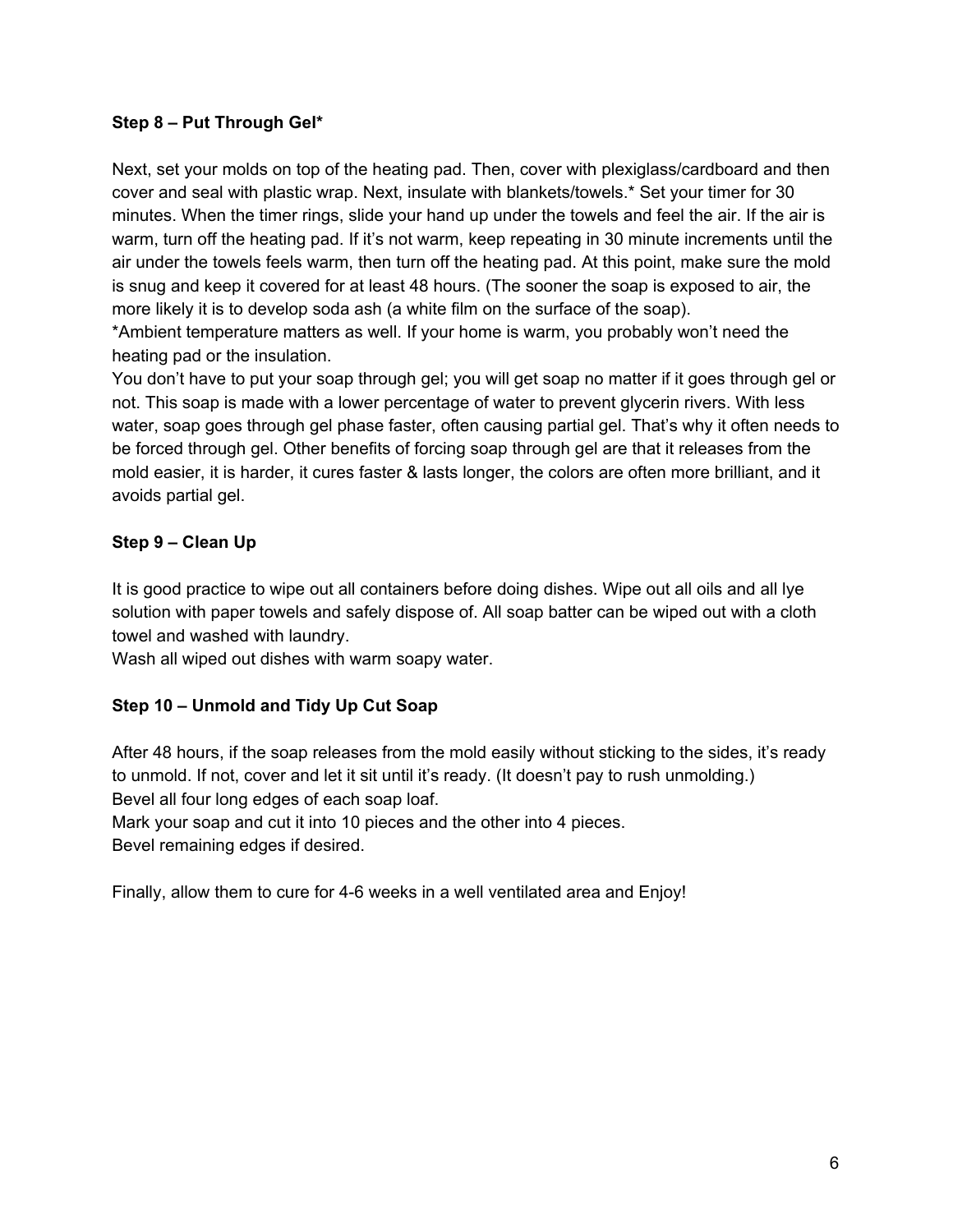**Step 8 – Put Through Gel***

Next, set your molds on top of the heating pad. Then, cover with plexiglass/cardboard and then cover and seal with plastic wrap. Next, insulate with blankets/towels.* Set your timer for 30 minutes. When the timer rings, slide your hand up under the towels and feel the air. If the air is warm, turn off the heating pad. If it's not warm, keep repeating in 30 minute increments until the air under the towels feels warm, then turn off the heating pad. At this point, make sure the mold is snug and keep it covered for at least 48 hours. (The sooner the soap is exposed to air, the more likely it is to develop soda ash (a white film on the surface of the soap).

*Ambient temperature matters as well. If your home is warm, you probably won't need the heating pad or the insulation.

You don't have to put your soap through gel; you will get soap no matter if it goes through gel or not. This soap is made with a lower percentage of water to prevent glycerin rivers. With less water, soap goes through gel phase faster, often causing partial gel. That's why it often needs to be forced through gel. Other benefits of forcing soap through gel are that it releases from the mold easier, it is harder, it cures faster & lasts longer, the colors are often more brilliant, and it avoids partial gel.

**Step 9 – Clean Up**

It is good practice to wipe out all containers before doing dishes. Wipe out all oils and all lye solution with paper towels and safely dispose of. All soap batter can be wiped out with a cloth towel and washed with laundry.

Wash all wiped out dishes with warm soapy water.

**Step 10 – Unmold and Tidy Up Cut Soap**

After 48 hours, if the soap releases from the mold easily without sticking to the sides, it's ready to unmold. If not, cover and let it sit until it's ready. (It doesn't pay to rush unmolding.)

Bevel all four long edges of each soap loaf.

Mark your soap and cut it into 10 pieces and the other into 4 pieces.

Bevel remaining edges if desired.

Finally, allow them to cure for 4-6 weeks in a well ventilated area and Enjoy!